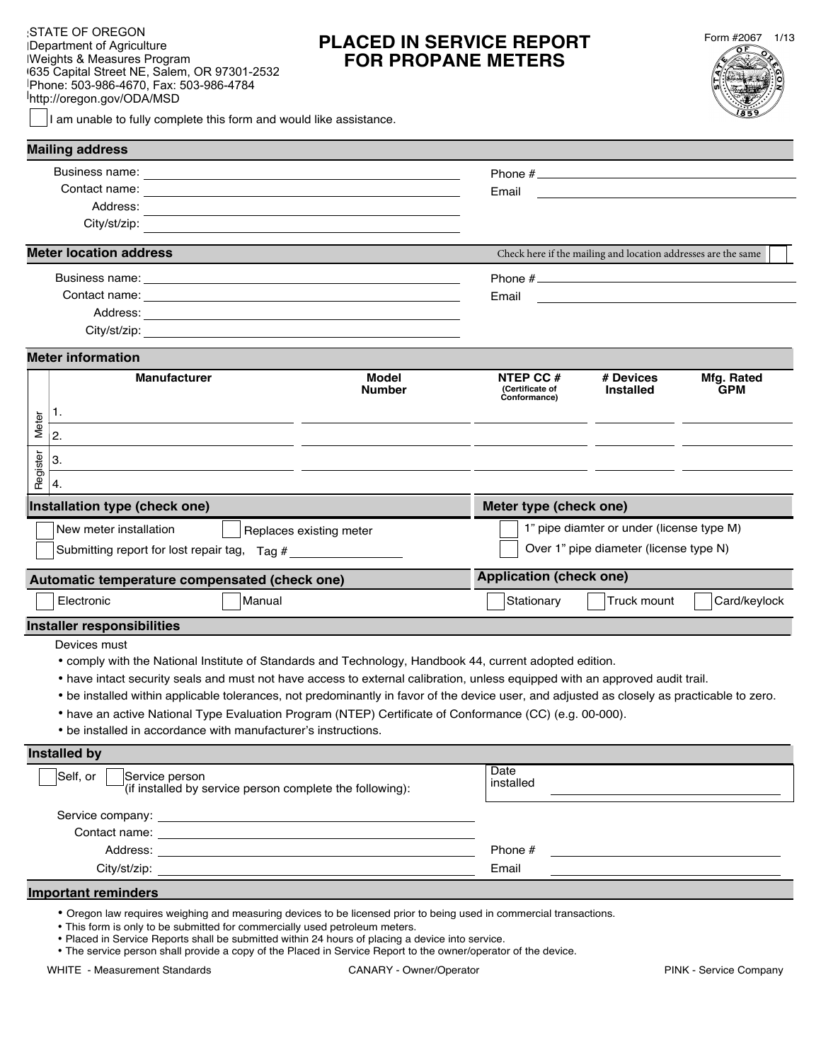STATE OF OREGON
Department of Agriculture
Weights & Measures Program
635 Capital Street NE, Salem, OR 97301-2532
Phone: 503-986-4670, Fax: 503-986-4784
http://oregon.gov/ODA/MSD

# PLACED IN SERVICE REPORT FOR PROPANE METERS

Form #2067 1/13

☐ I am unable to fully complete this form and would like assistance.

## Mailing address

Business name: ____________________ Phone # ____________________

Contact name: ____________________ Email ____________________

Address: ____________________

City/st/zip: ____________________

## Meter location address

Check here if the mailing and location addresses are the same ☐

Business name: ____________________ Phone # ____________________

Contact name: ____________________ Email ____________________

Address: ____________________

City/st/zip: ____________________

## Meter information

| | | Manufacturer | Model Number | NTEP CC # (Certificate of Conformance) | # Devices Installed | Mfg. Rated GPM |
|---|---|---|---|---|---|---|
| Meter | 1. | | | | | |
| | 2. | | | | | |
| Register | 3. | | | | | |
| | 4. | | | | | |

## Installation type (check one)

☐ New meter installation ☐ Replaces existing meter

☐ Submitting report for lost repair tag, Tag # ____________

## Meter type (check one)

☐ 1" pipe diamter or under (license type M)

☐ Over 1" pipe diameter (license type N)

## Automatic temperature compensated (check one)

☐ Electronic ☐ Manual

## Application (check one)

☐ Stationary ☐ Truck mount ☐ Card/keylock

## Installer responsibilities

Devices must

- comply with the National Institute of Standards and Technology, Handbook 44, current adopted edition.
- have intact security seals and must not have access to external calibration, unless equipped with an approved audit trail.
- be installed within applicable tolerances, not predominantly in favor of the device user, and adjusted as closely as practicable to zero.
- have an active National Type Evaluation Program (NTEP) Certificate of Conformance (CC) (e.g. 00-000).
- be installed in accordance with manufacturer's instructions.

## Installed by

☐ Self, or ☐ Service person
(if installed by service person complete the following):

Date installed ____________________

Service company: ____________________

Contact name: ____________________

Address: ____________________ Phone # ____________________

City/st/zip: ____________________ Email ____________________

## Important reminders

- Oregon law requires weighing and measuring devices to be licensed prior to being used in commercial transactions.
- This form is only to be submitted for commercially used petroleum meters.
- Placed in Service Reports shall be submitted within 24 hours of placing a device into service.
- The service person shall provide a copy of the Placed in Service Report to the owner/operator of the device.

WHITE - Measurement Standards CANARY - Owner/Operator PINK - Service Company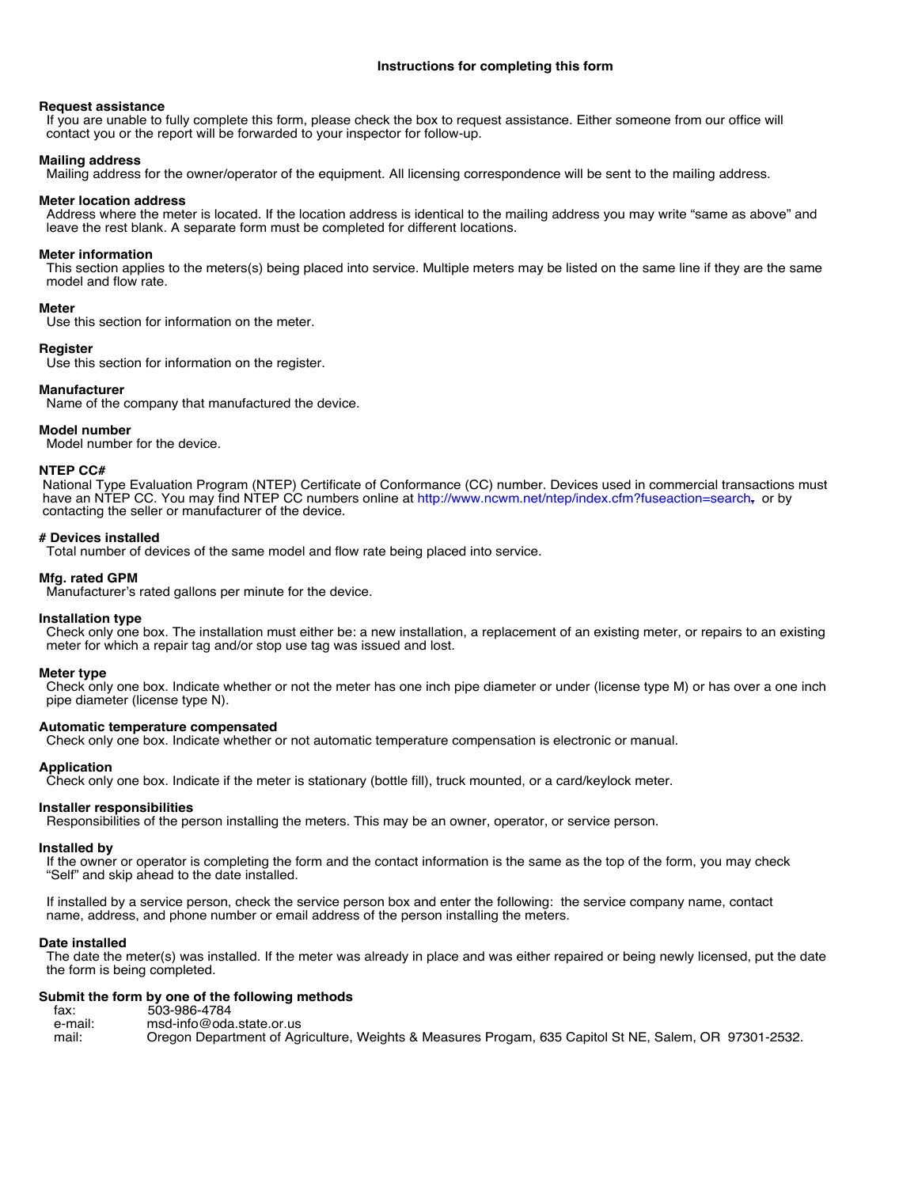## Instructions for completing this form

### Request assistance
If you are unable to fully complete this form, please check the box to request assistance. Either someone from our office will contact you or the report will be forwarded to your inspector for follow-up.

### Mailing address
Mailing address for the owner/operator of the equipment. All licensing correspondence will be sent to the mailing address.

### Meter location address
Address where the meter is located. If the location address is identical to the mailing address you may write “same as above” and leave the rest blank. A separate form must be completed for different locations.

### Meter information
This section applies to the meters(s) being placed into service. Multiple meters may be listed on the same line if they are the same model and flow rate.

### Meter
Use this section for information on the meter.

### Register
Use this section for information on the register.

### Manufacturer
Name of the company that manufactured the device.

### Model number
Model number for the device.

### NTEP CC#
National Type Evaluation Program (NTEP) Certificate of Conformance (CC) number. Devices used in commercial transactions must have an NTEP CC. You may find NTEP CC numbers online at http://www.ncwm.net/ntep/index.cfm?fuseaction=search, or by contacting the seller or manufacturer of the device.

### # Devices installed
Total number of devices of the same model and flow rate being placed into service.

### Mfg. rated GPM
Manufacturer’s rated gallons per minute for the device.

### Installation type
Check only one box. The installation must either be: a new installation, a replacement of an existing meter, or repairs to an existing meter for which a repair tag and/or stop use tag was issued and lost.

### Meter type
Check only one box. Indicate whether or not the meter has one inch pipe diameter or under (license type M) or has over a one inch pipe diameter (license type N).

### Automatic temperature compensated
Check only one box. Indicate whether or not automatic temperature compensation is electronic or manual.

### Application
Check only one box. Indicate if the meter is stationary (bottle fill), truck mounted, or a card/keylock meter.

### Installer responsibilities
Responsibilities of the person installing the meters. This may be an owner, operator, or service person.

### Installed by
If the owner or operator is completing the form and the contact information is the same as the top of the form, you may check “Self” and skip ahead to the date installed.

If installed by a service person, check the service person box and enter the following: the service company name, contact name, address, and phone number or email address of the person installing the meters.

### Date installed
The date the meter(s) was installed. If the meter was already in place and was either repaired or being newly licensed, put the date the form is being completed.

### Submit the form by one of the following methods
fax: 503-986-4784
e-mail: msd-info@oda.state.or.us
mail: Oregon Department of Agriculture, Weights & Measures Progam, 635 Capitol St NE, Salem, OR 97301-2532.